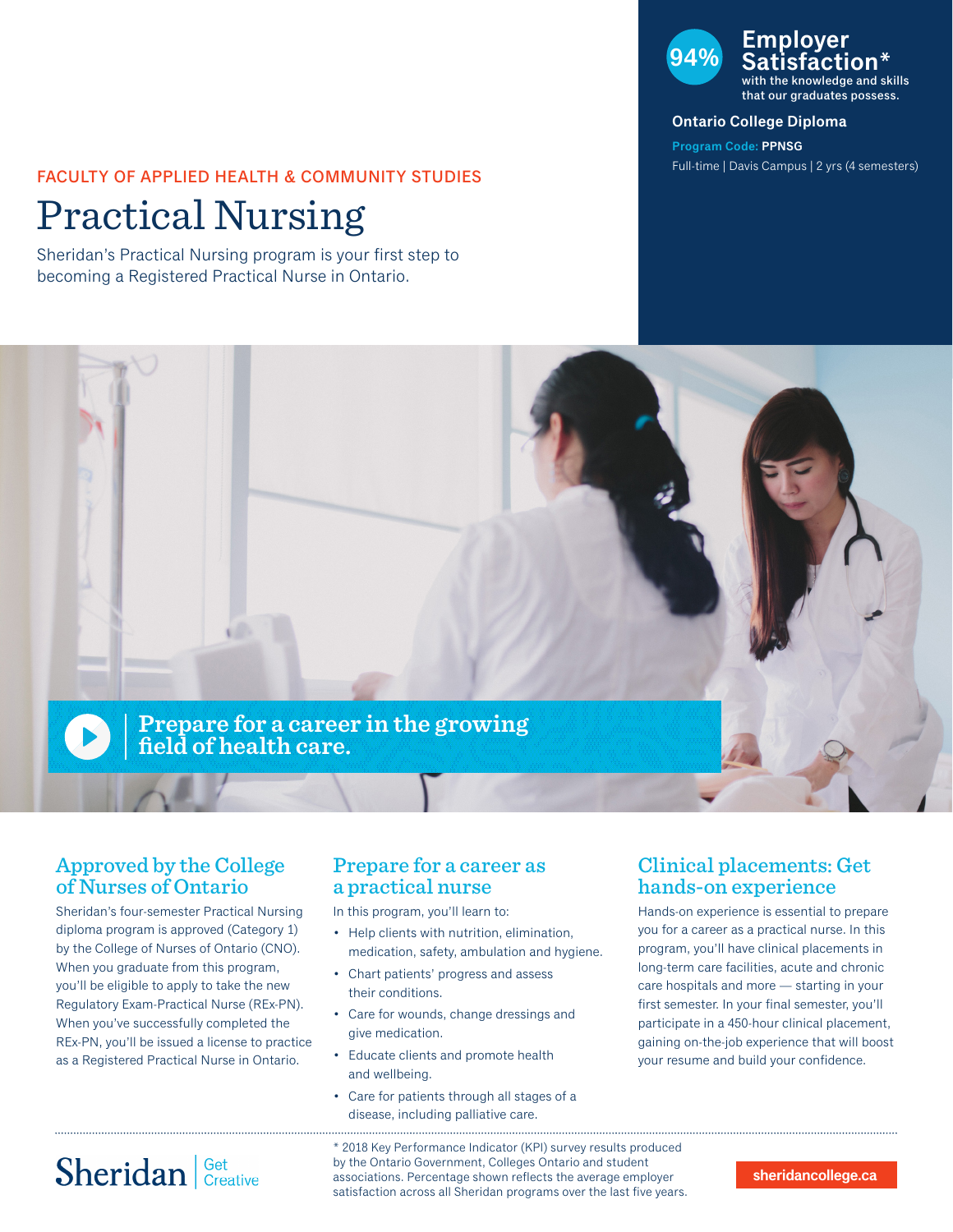FACULTY OF APPLIED HEALTH & COMMUNITY STUDIES

# Practical Nursing

Sheridan's Practical Nursing program is your first step to becoming a Registered Practical Nurse in Ontario.

**94% Employer Satisfaction*** with the knowledge and skills that our graduates possess.

**Ontario College Diploma**

**Program Code: PPNSG**

Full-time | Davis Campus | 2 yrs (4 semesters)

Prepare for a career in the growing field of health care.

## Approved by the College of Nurses of Ontario

Sheridan's four-semester Practical Nursing diploma program is approved (Category 1) by the College of Nurses of Ontario (CNO). When you graduate from this program, you'll be eligible to apply to take the new Regulatory Exam-Practical Nurse (REx-PN). When you've successfully completed the REx-PN, you'll be issued a license to practice as a Registered Practical Nurse in Ontario.

## Prepare for a career as a practical nurse

In this program, you'll learn to:

- Help clients with nutrition, elimination, medication, safety, ambulation and hygiene.
- Chart patients' progress and assess their conditions.
- Care for wounds, change dressings and give medication.
- Educate clients and promote health and wellbeing.
- Care for patients through all stages of a disease, including palliative care.

## Clinical placements: Get hands-on experience

Hands-on experience is essential to prepare you for a career as a practical nurse. In this program, you'll have clinical placements in long-term care facilities, acute and chronic care hospitals and more — starting in your first semester. In your final semester, you'll participate in a 450-hour clinical placement, gaining on-the-job experience that will boost your resume and build your confidence.

Sheridan | Get Creative

* 2018 Key Performance Indicator (KPI) survey results produced by the Ontario Government, Colleges Ontario and student associations. Percentage shown reflects the average employer satisfaction across all Sheridan programs over the last five years.

sheridancollege.ca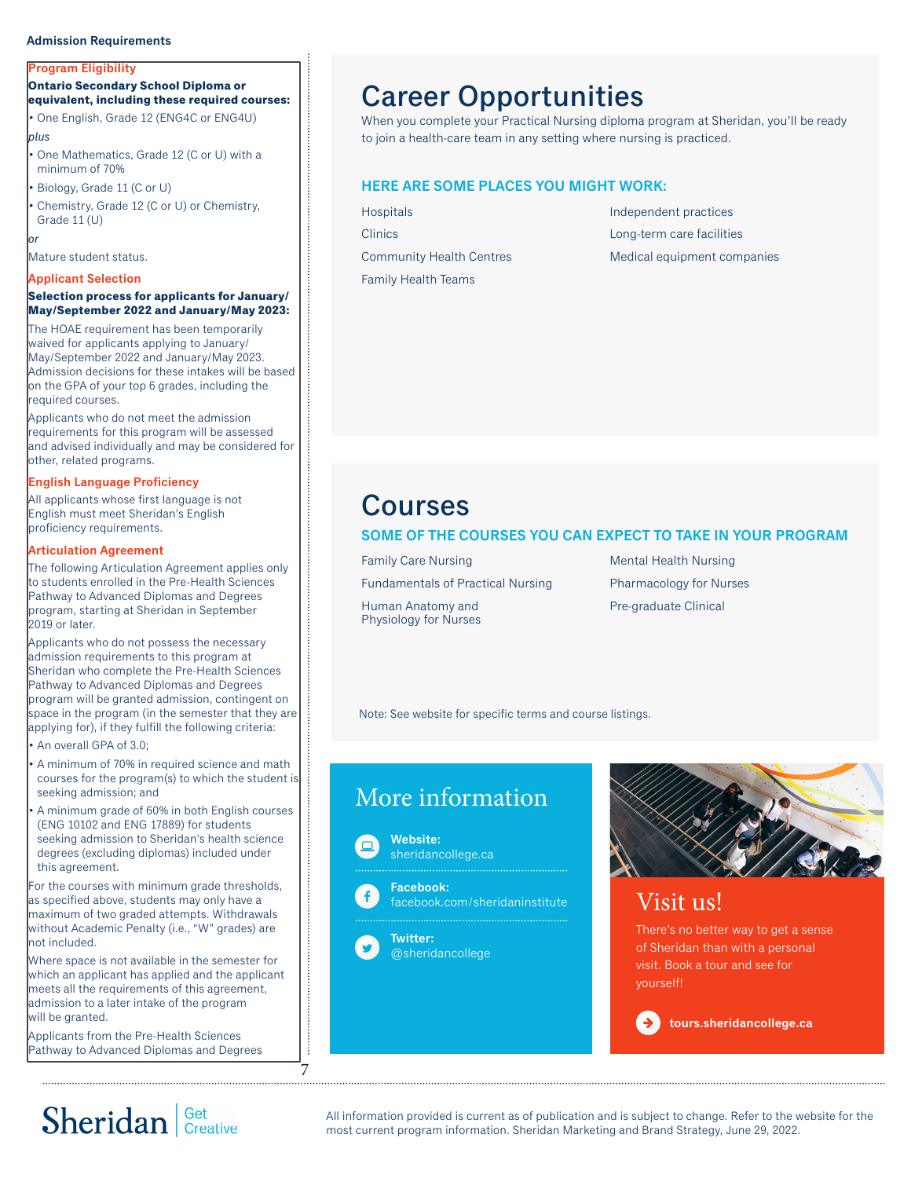## Admission Requirements

### Program Eligibility

**Ontario Secondary School Diploma or equivalent, including these required courses:**

- One English, Grade 12 (ENG4C or ENG4U)

*plus*

- One Mathematics, Grade 12 (C or U) with a minimum of 70%
- Biology, Grade 11 (C or U)
- Chemistry, Grade 12 (C or U) or Chemistry, Grade 11 (U)

*or*

Mature student status.

### Applicant Selection

**Selection process for applicants for January/ May/September 2022 and January/May 2023:**

The HOAE requirement has been temporarily waived for applicants applying to January/ May/September 2022 and January/May 2023. Admission decisions for these intakes will be based on the GPA of your top 6 grades, including the required courses.

Applicants who do not meet the admission requirements for this program will be assessed and advised individually and may be considered for other, related programs.

### English Language Proficiency

All applicants whose first language is not English must meet Sheridan's English proficiency requirements.

### Articulation Agreement

The following Articulation Agreement applies only to students enrolled in the Pre-Health Sciences Pathway to Advanced Diplomas and Degrees program, starting at Sheridan in September 2019 or later.

Applicants who do not possess the necessary admission requirements to this program at Sheridan who complete the Pre-Health Sciences Pathway to Advanced Diplomas and Degrees program will be granted admission, contingent on space in the program (in the semester that they are applying for), if they fulfill the following criteria:

- An overall GPA of 3.0;
- A minimum of 70% in required science and math courses for the program(s) to which the student is seeking admission; and
- A minimum grade of 60% in both English courses (ENG 10102 and ENG 17889) for students seeking admission to Sheridan's health science degrees (excluding diplomas) included under this agreement.

For the courses with minimum grade thresholds, as specified above, students may only have a maximum of two graded attempts. Withdrawals without Academic Penalty (i.e., "W" grades) are not included.

Where space is not available in the semester for which an applicant has applied and the applicant meets all the requirements of this agreement, admission to a later intake of the program will be granted.

Applicants from the Pre-Health Sciences Pathway to Advanced Diplomas and Degrees

# Career Opportunities

When you complete your Practical Nursing diploma program at Sheridan, you'll be ready to join a health-care team in any setting where nursing is practiced.

### HERE ARE SOME PLACES YOU MIGHT WORK:

- Hospitals
- Clinics
- Community Health Centres
- Family Health Teams
- Independent practices
- Long-term care facilities
- Medical equipment companies

# Courses

### SOME OF THE COURSES YOU CAN EXPECT TO TAKE IN YOUR PROGRAM

- Family Care Nursing
- Fundamentals of Practical Nursing
- Human Anatomy and Physiology for Nurses
- Mental Health Nursing
- Pharmacology for Nurses
- Pre-graduate Clinical

Note: See website for specific terms and course listings.

## More information

**Website:** sheridancollege.ca

**Facebook:** facebook.com/sheridaninstitute

**Twitter:** @sheridancollege

## Visit us!

There's no better way to get a sense of Sheridan than with a personal visit. Book a tour and see for yourself!

**tours.sheridancollege.ca**

Sheridan | Get Creative

All information provided is current as of publication and is subject to change. Refer to the website for the most current program information. Sheridan Marketing and Brand Strategy, June 29, 2022.